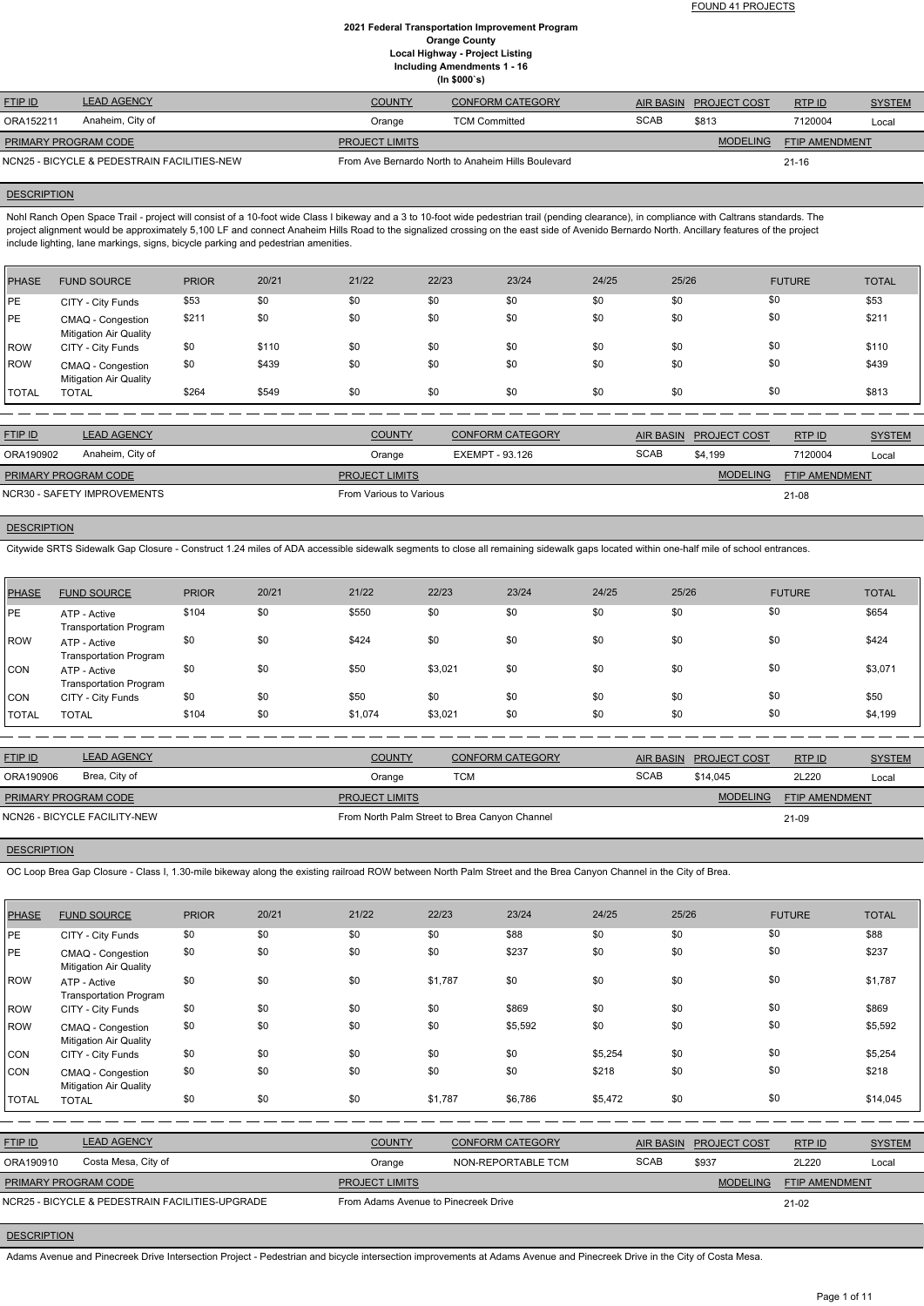FOUND 41 PROJECTS

# 2021 Federal Transportation Improvement Program
## Orange County
## Local Highway - Project Listing
## Including Amendments 1 - 16
## (In $000`s)

| FTIP ID | LEAD AGENCY | COUNTY | CONFORM CATEGORY | AIR BASIN | PROJECT COST | RTP ID | SYSTEM |
|---|---|---|---|---|---|---|---|
| ORA152211 | Anaheim, City of | Orange | TCM Committed | SCAB | $813 | 7120004 | Local |

| PRIMARY PROGRAM CODE | PROJECT LIMITS | MODELING | FTIP AMENDMENT |
|---|---|---|---|
| NCN25 - BICYCLE & PEDESTRAIN FACILITIES-NEW | From Ave Bernardo North to Anaheim Hills Boulevard | | 21-16 |

**DESCRIPTION**

Nohl Ranch Open Space Trail - project will consist of a 10-foot wide Class I bikeway and a 3 to 10-foot wide pedestrian trail (pending clearance), in compliance with Caltrans standards. The project alignment would be approximately 5,100 LF and connect Anaheim Hills Road to the signalized crossing on the east side of Avenido Bernardo North. Ancillary features of the project include lighting, lane markings, signs, bicycle parking and pedestrian amenities.

| PHASE | FUND SOURCE | PRIOR | 20/21 | 21/22 | 22/23 | 23/24 | 24/25 | 25/26 | FUTURE | TOTAL |
|---|---|---|---|---|---|---|---|---|---|---|
| PE | CITY - City Funds | $53 | $0 | $0 | $0 | $0 | $0 | $0 | $0 | $53 |
| PE | CMAQ - Congestion Mitigation Air Quality | $211 | $0 | $0 | $0 | $0 | $0 | $0 | $0 | $211 |
| ROW | CITY - City Funds | $0 | $110 | $0 | $0 | $0 | $0 | $0 | $0 | $110 |
| ROW | CMAQ - Congestion Mitigation Air Quality | $0 | $439 | $0 | $0 | $0 | $0 | $0 | $0 | $439 |
| TOTAL | TOTAL | $264 | $549 | $0 | $0 | $0 | $0 | $0 | $0 | $813 |

---

| FTIP ID | LEAD AGENCY | COUNTY | CONFORM CATEGORY | AIR BASIN | PROJECT COST | RTP ID | SYSTEM |
|---|---|---|---|---|---|---|---|
| ORA190902 | Anaheim, City of | Orange | EXEMPT - 93.126 | SCAB | $4,199 | 7120004 | Local |

| PRIMARY PROGRAM CODE | PROJECT LIMITS | MODELING | FTIP AMENDMENT |
|---|---|---|---|
| NCR30 - SAFETY IMPROVEMENTS | From Various to Various | | 21-08 |

**DESCRIPTION**

Citywide SRTS Sidewalk Gap Closure - Construct 1.24 miles of ADA accessible sidewalk segments to close all remaining sidewalk gaps located within one-half mile of school entrances.

| PHASE | FUND SOURCE | PRIOR | 20/21 | 21/22 | 22/23 | 23/24 | 24/25 | 25/26 | FUTURE | TOTAL |
|---|---|---|---|---|---|---|---|---|---|---|
| PE | ATP - Active Transportation Program | $104 | $0 | $550 | $0 | $0 | $0 | $0 | $0 | $654 |
| ROW | ATP - Active Transportation Program | $0 | $0 | $424 | $0 | $0 | $0 | $0 | $0 | $424 |
| CON | ATP - Active Transportation Program | $0 | $0 | $50 | $3,021 | $0 | $0 | $0 | $0 | $3,071 |
| CON | CITY - City Funds | $0 | $0 | $50 | $0 | $0 | $0 | $0 | $0 | $50 |
| TOTAL | TOTAL | $104 | $0 | $1,074 | $3,021 | $0 | $0 | $0 | $0 | $4,199 |

---

| FTIP ID | LEAD AGENCY | COUNTY | CONFORM CATEGORY | AIR BASIN | PROJECT COST | RTP ID | SYSTEM |
|---|---|---|---|---|---|---|---|
| ORA190906 | Brea, City of | Orange | TCM | SCAB | $14,045 | 2L220 | Local |

| PRIMARY PROGRAM CODE | PROJECT LIMITS | MODELING | FTIP AMENDMENT |
|---|---|---|---|
| NCN26 - BICYCLE FACILITY-NEW | From North Palm Street to Brea Canyon Channel | | 21-09 |

**DESCRIPTION**

OC Loop Brea Gap Closure - Class I, 1.30-mile bikeway along the existing railroad ROW between North Palm Street and the Brea Canyon Channel in the City of Brea.

| PHASE | FUND SOURCE | PRIOR | 20/21 | 21/22 | 22/23 | 23/24 | 24/25 | 25/26 | FUTURE | TOTAL |
|---|---|---|---|---|---|---|---|---|---|---|
| PE | CITY - City Funds | $0 | $0 | $0 | $0 | $88 | $0 | $0 | $0 | $88 |
| PE | CMAQ - Congestion Mitigation Air Quality | $0 | $0 | $0 | $0 | $237 | $0 | $0 | $0 | $237 |
| ROW | ATP - Active Transportation Program | $0 | $0 | $0 | $1,787 | $0 | $0 | $0 | $0 | $1,787 |
| ROW | CITY - City Funds | $0 | $0 | $0 | $0 | $869 | $0 | $0 | $0 | $869 |
| ROW | CMAQ - Congestion Mitigation Air Quality | $0 | $0 | $0 | $0 | $5,592 | $0 | $0 | $0 | $5,592 |
| CON | CITY - City Funds | $0 | $0 | $0 | $0 | $0 | $5,254 | $0 | $0 | $5,254 |
| CON | CMAQ - Congestion Mitigation Air Quality | $0 | $0 | $0 | $0 | $0 | $218 | $0 | $0 | $218 |
| TOTAL | TOTAL | $0 | $0 | $0 | $1,787 | $6,786 | $5,472 | $0 | $0 | $14,045 |

---

| FTIP ID | LEAD AGENCY | COUNTY | CONFORM CATEGORY | AIR BASIN | PROJECT COST | RTP ID | SYSTEM |
|---|---|---|---|---|---|---|---|
| ORA190910 | Costa Mesa, City of | Orange | NON-REPORTABLE TCM | SCAB | $937 | 2L220 | Local |

| PRIMARY PROGRAM CODE | PROJECT LIMITS | MODELING | FTIP AMENDMENT |
|---|---|---|---|
| NCR25 - BICYCLE & PEDESTRAIN FACILITIES-UPGRADE | From Adams Avenue to Pinecreek Drive | | 21-02 |

**DESCRIPTION**

Adams Avenue and Pinecreek Drive Intersection Project - Pedestrian and bicycle intersection improvements at Adams Avenue and Pinecreek Drive in the City of Costa Mesa.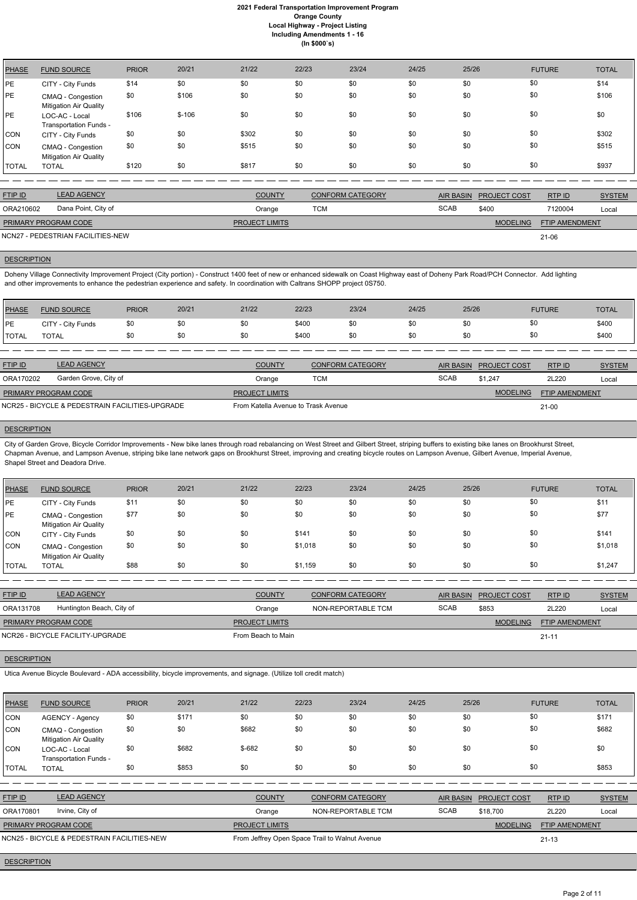| PHASE | FUND SOURCE | PRIOR | 20/21 | 21/22 | 22/23 | 23/24 | 24/25 | 25/26 | FUTURE | TOTAL |
|---|---|---|---|---|---|---|---|---|---|---|
| PE | CITY - City Funds | $14 | $0 | $0 | $0 | $0 | $0 | $0 | $0 | $14 |
| PE | CMAQ - Congestion Mitigation Air Quality | $0 | $106 | $0 | $0 | $0 | $0 | $0 | $0 | $106 |
| PE | LOC-AC - Local Transportation Funds - | $106 | $-106 | $0 | $0 | $0 | $0 | $0 | $0 | $0 |
| CON | CITY - City Funds | $0 | $0 | $302 | $0 | $0 | $0 | $0 | $0 | $302 |
| CON | CMAQ - Congestion Mitigation Air Quality | $0 | $0 | $515 | $0 | $0 | $0 | $0 | $0 | $515 |
| TOTAL | TOTAL | $120 | $0 | $817 | $0 | $0 | $0 | $0 | $0 | $937 |

| FTIP ID | LEAD AGENCY | COUNTY | CONFORM CATEGORY | AIR BASIN | PROJECT COST | RTP ID | SYSTEM |
|---|---|---|---|---|---|---|---|
| ORA210602 | Dana Point, City of | Orange | TCM | SCAB | $400 | 7120004 | Local |

| PRIMARY PROGRAM CODE | PROJECT LIMITS | MODELING | FTIP AMENDMENT |
|---|---|---|---|
| NCN27 - PEDESTRIAN FACILITIES-NEW | | | 21-06 |

**DESCRIPTION**

Doheny Village Connectivity Improvement Project (City portion) - Construct 1400 feet of new or enhanced sidewalk on Coast Highway east of Doheny Park Road/PCH Connector. Add lighting and other improvements to enhance the pedestrian experience and safety. In coordination with Caltrans SHOPP project 0S750.

| PHASE | FUND SOURCE | PRIOR | 20/21 | 21/22 | 22/23 | 23/24 | 24/25 | 25/26 | FUTURE | TOTAL |
|---|---|---|---|---|---|---|---|---|---|---|
| PE | CITY - City Funds | $0 | $0 | $0 | $400 | $0 | $0 | $0 | $0 | $400 |
| TOTAL | TOTAL | $0 | $0 | $0 | $400 | $0 | $0 | $0 | $0 | $400 |

| FTIP ID | LEAD AGENCY | COUNTY | CONFORM CATEGORY | AIR BASIN | PROJECT COST | RTP ID | SYSTEM |
|---|---|---|---|---|---|---|---|
| ORA170202 | Garden Grove, City of | Orange | TCM | SCAB | $1,247 | 2L220 | Local |

| PRIMARY PROGRAM CODE | PROJECT LIMITS | MODELING | FTIP AMENDMENT |
|---|---|---|---|
| NCR25 - BICYCLE & PEDESTRAIN FACILITIES-UPGRADE | From Katella Avenue to Trask Avenue | | 21-00 |

**DESCRIPTION**

City of Garden Grove, Bicycle Corridor Improvements - New bike lanes through road rebalancing on West Street and Gilbert Street, striping buffers to existing bike lanes on Brookhurst Street, Chapman Avenue, and Lampson Avenue, striping bike lane network gaps on Brookhurst Street, improving and creating bicycle routes on Lampson Avenue, Gilbert Avenue, Imperial Avenue, Shapel Street and Deadora Drive.

| PHASE | FUND SOURCE | PRIOR | 20/21 | 21/22 | 22/23 | 23/24 | 24/25 | 25/26 | FUTURE | TOTAL |
|---|---|---|---|---|---|---|---|---|---|---|
| PE | CITY - City Funds | $11 | $0 | $0 | $0 | $0 | $0 | $0 | $0 | $11 |
| PE | CMAQ - Congestion Mitigation Air Quality | $77 | $0 | $0 | $0 | $0 | $0 | $0 | $0 | $77 |
| CON | CITY - City Funds | $0 | $0 | $0 | $141 | $0 | $0 | $0 | $0 | $141 |
| CON | CMAQ - Congestion Mitigation Air Quality | $0 | $0 | $0 | $1,018 | $0 | $0 | $0 | $0 | $1,018 |
| TOTAL | TOTAL | $88 | $0 | $0 | $1,159 | $0 | $0 | $0 | $0 | $1,247 |

| FTIP ID | LEAD AGENCY | COUNTY | CONFORM CATEGORY | AIR BASIN | PROJECT COST | RTP ID | SYSTEM |
|---|---|---|---|---|---|---|---|
| ORA131708 | Huntington Beach, City of | Orange | NON-REPORTABLE TCM | SCAB | $853 | 2L220 | Local |

| PRIMARY PROGRAM CODE | PROJECT LIMITS | MODELING | FTIP AMENDMENT |
|---|---|---|---|
| NCR26 - BICYCLE FACILITY-UPGRADE | From Beach to Main | | 21-11 |

**DESCRIPTION**

Utica Avenue Bicycle Boulevard - ADA accessibility, bicycle improvements, and signage. (Utilize toll credit match)

| PHASE | FUND SOURCE | PRIOR | 20/21 | 21/22 | 22/23 | 23/24 | 24/25 | 25/26 | FUTURE | TOTAL |
|---|---|---|---|---|---|---|---|---|---|---|
| CON | AGENCY - Agency | $0 | $171 | $0 | $0 | $0 | $0 | $0 | $0 | $171 |
| CON | CMAQ - Congestion Mitigation Air Quality | $0 | $0 | $682 | $0 | $0 | $0 | $0 | $0 | $682 |
| CON | LOC-AC - Local Transportation Funds - | $0 | $682 | $-682 | $0 | $0 | $0 | $0 | $0 | $0 |
| TOTAL | TOTAL | $0 | $853 | $0 | $0 | $0 | $0 | $0 | $0 | $853 |

| FTIP ID | LEAD AGENCY | COUNTY | CONFORM CATEGORY | AIR BASIN | PROJECT COST | RTP ID | SYSTEM |
|---|---|---|---|---|---|---|---|
| ORA170801 | Irvine, City of | Orange | NON-REPORTABLE TCM | SCAB | $18,700 | 2L220 | Local |

| PRIMARY PROGRAM CODE | PROJECT LIMITS | MODELING | FTIP AMENDMENT |
|---|---|---|---|
| NCN25 - BICYCLE & PEDESTRAIN FACILITIES-NEW | From Jeffrey Open Space Trail to Walnut Avenue | | 21-13 |

**DESCRIPTION**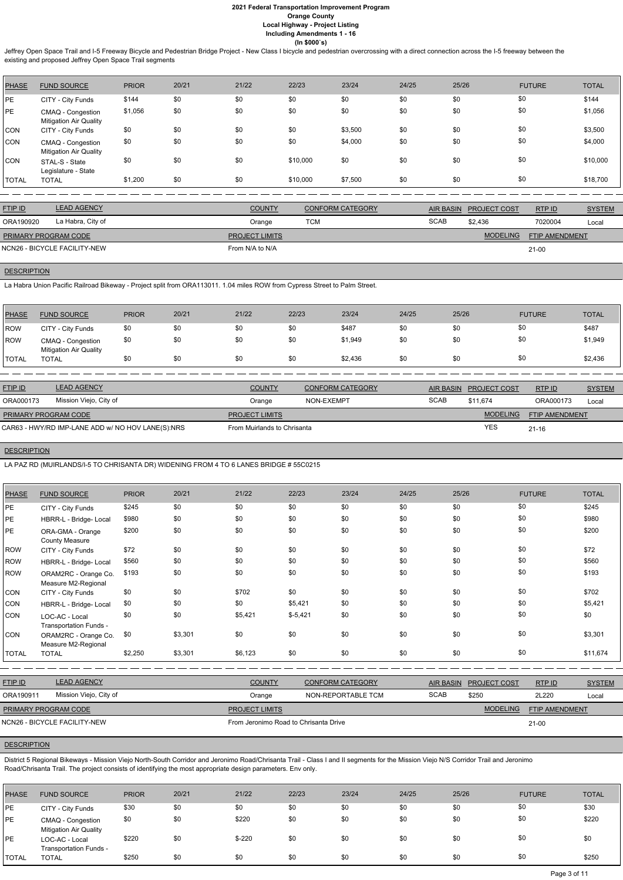Jeffrey Open Space Trail and I-5 Freeway Bicycle and Pedestrian Bridge Project - New Class I bicycle and pedestrian overcrossing with a direct connection across the I-5 freeway between the existing and proposed Jeffrey Open Space Trail segments

| PHASE | FUND SOURCE | PRIOR | 20/21 | 21/22 | 22/23 | 23/24 | 24/25 | 25/26 | FUTURE | TOTAL |
|---|---|---|---|---|---|---|---|---|---|---|
| PE | CITY - City Funds | $144 | $0 | $0 | $0 | $0 | $0 | $0 | $0 | $144 |
| PE | CMAQ - Congestion Mitigation Air Quality | $1,056 | $0 | $0 | $0 | $0 | $0 | $0 | $0 | $1,056 |
| CON | CITY - City Funds | $0 | $0 | $0 | $0 | $3,500 | $0 | $0 | $0 | $3,500 |
| CON | CMAQ - Congestion Mitigation Air Quality | $0 | $0 | $0 | $0 | $4,000 | $0 | $0 | $0 | $4,000 |
| CON | STAL-S - State Legislature - State | $0 | $0 | $0 | $10,000 | $0 | $0 | $0 | $0 | $10,000 |
| TOTAL | TOTAL | $1,200 | $0 | $0 | $10,000 | $7,500 | $0 | $0 | $0 | $18,700 |

| FTIP ID | LEAD AGENCY | COUNTY | CONFORM CATEGORY | AIR BASIN | PROJECT COST | RTP ID | SYSTEM |
|---|---|---|---|---|---|---|---|
| ORA190920 | La Habra, City of | Orange | TCM | SCAB | $2,436 | 7020004 | Local |

| PRIMARY PROGRAM CODE | PROJECT LIMITS | MODELING | FTIP AMENDMENT |
|---|---|---|---|
| NCN26 - BICYCLE FACILITY-NEW | From N/A to N/A | | 21-00 |

**DESCRIPTION**

La Habra Union Pacific Railroad Bikeway - Project split from ORA113011. 1.04 miles ROW from Cypress Street to Palm Street.

| PHASE | FUND SOURCE | PRIOR | 20/21 | 21/22 | 22/23 | 23/24 | 24/25 | 25/26 | FUTURE | TOTAL |
|---|---|---|---|---|---|---|---|---|---|---|
| ROW | CITY - City Funds | $0 | $0 | $0 | $0 | $487 | $0 | $0 | $0 | $487 |
| ROW | CMAQ - Congestion Mitigation Air Quality | $0 | $0 | $0 | $0 | $1,949 | $0 | $0 | $0 | $1,949 |
| TOTAL | TOTAL | $0 | $0 | $0 | $0 | $2,436 | $0 | $0 | $0 | $2,436 |

| FTIP ID | LEAD AGENCY | COUNTY | CONFORM CATEGORY | AIR BASIN | PROJECT COST | RTP ID | SYSTEM |
|---|---|---|---|---|---|---|---|
| ORA000173 | Mission Viejo, City of | Orange | NON-EXEMPT | SCAB | $11,674 | ORA000173 | Local |

| PRIMARY PROGRAM CODE | PROJECT LIMITS | MODELING | FTIP AMENDMENT |
|---|---|---|---|
| CAR63 - HWY/RD IMP-LANE ADD w/ NO HOV LANE(S):NRS | From Muirlands to Chrisanta | YES | 21-16 |

**DESCRIPTION**

LA PAZ RD (MUIRLANDS/I-5 TO CHRISANTA DR) WIDENING FROM 4 TO 6 LANES BRIDGE # 55C0215

| PHASE | FUND SOURCE | PRIOR | 20/21 | 21/22 | 22/23 | 23/24 | 24/25 | 25/26 | FUTURE | TOTAL |
|---|---|---|---|---|---|---|---|---|---|---|
| PE | CITY - City Funds | $245 | $0 | $0 | $0 | $0 | $0 | $0 | $0 | $245 |
| PE | HBRR-L - Bridge- Local | $980 | $0 | $0 | $0 | $0 | $0 | $0 | $0 | $980 |
| PE | ORA-GMA - Orange County Measure | $200 | $0 | $0 | $0 | $0 | $0 | $0 | $0 | $200 |
| ROW | CITY - City Funds | $72 | $0 | $0 | $0 | $0 | $0 | $0 | $0 | $72 |
| ROW | HBRR-L - Bridge- Local | $560 | $0 | $0 | $0 | $0 | $0 | $0 | $0 | $560 |
| ROW | ORAM2RC - Orange Co. Measure M2-Regional | $193 | $0 | $0 | $0 | $0 | $0 | $0 | $0 | $193 |
| CON | CITY - City Funds | $0 | $0 | $702 | $0 | $0 | $0 | $0 | $0 | $702 |
| CON | HBRR-L - Bridge- Local | $0 | $0 | $0 | $5,421 | $0 | $0 | $0 | $0 | $5,421 |
| CON | LOC-AC - Local Transportation Funds - | $0 | $0 | $5,421 | $-5,421 | $0 | $0 | $0 | $0 | $0 |
| CON | ORAM2RC - Orange Co. Measure M2-Regional | $0 | $3,301 | $0 | $0 | $0 | $0 | $0 | $0 | $3,301 |
| TOTAL | TOTAL | $2,250 | $3,301 | $6,123 | $0 | $0 | $0 | $0 | $0 | $11,674 |

| FTIP ID | LEAD AGENCY | COUNTY | CONFORM CATEGORY | AIR BASIN | PROJECT COST | RTP ID | SYSTEM |
|---|---|---|---|---|---|---|---|
| ORA190911 | Mission Viejo, City of | Orange | NON-REPORTABLE TCM | SCAB | $250 | 2L220 | Local |

| PRIMARY PROGRAM CODE | PROJECT LIMITS | MODELING | FTIP AMENDMENT |
|---|---|---|---|
| NCN26 - BICYCLE FACILITY-NEW | From Jeronimo Road to Chrisanta Drive | | 21-00 |

**DESCRIPTION**

District 5 Regional Bikeways - Mission Viejo North-South Corridor and Jeronimo Road/Chrisanta Trail - Class I and II segments for the Mission Viejo N/S Corridor Trail and Jeronimo Road/Chrisanta Trail. The project consists of identifying the most appropriate design parameters. Env only.

| PHASE | FUND SOURCE | PRIOR | 20/21 | 21/22 | 22/23 | 23/24 | 24/25 | 25/26 | FUTURE | TOTAL |
|---|---|---|---|---|---|---|---|---|---|---|
| PE | CITY - City Funds | $30 | $0 | $0 | $0 | $0 | $0 | $0 | $0 | $30 |
| PE | CMAQ - Congestion Mitigation Air Quality | $0 | $0 | $220 | $0 | $0 | $0 | $0 | $0 | $220 |
| PE | LOC-AC - Local Transportation Funds - | $220 | $0 | $-220 | $0 | $0 | $0 | $0 | $0 | $0 |
| TOTAL | TOTAL | $250 | $0 | $0 | $0 | $0 | $0 | $0 | $0 | $250 |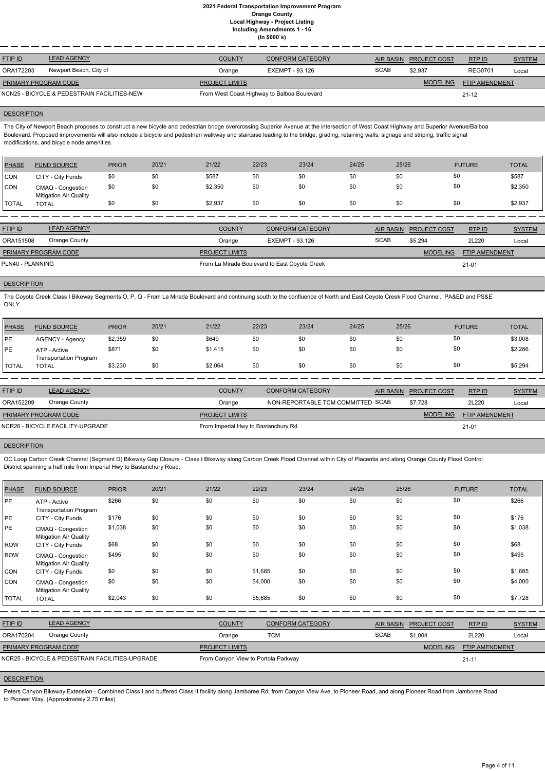# 2021 Federal Transportation Improvement Program
## Orange County
### Local Highway - Project Listing
### Including Amendments 1 - 16
### (In $000`s)

| FTIP ID | LEAD AGENCY | COUNTY | CONFORM CATEGORY | AIR BASIN | PROJECT COST | RTP ID | SYSTEM |
|---|---|---|---|---|---|---|---|
| ORA172203 | Newport Beach, City of | Orange | EXEMPT - 93.126 | SCAB | $2,937 | REG0701 | Local |

| PRIMARY PROGRAM CODE | PROJECT LIMITS | MODELING | FTIP AMENDMENT |
|---|---|---|---|
| NCN25 - BICYCLE & PEDESTRIAN FACILITIES-NEW | From West Coast Highway to Balboa Boulevard | | 21-12 |

**DESCRIPTION**

The City of Newport Beach proposes to construct a new bicycle and pedestrian bridge overcrossing Superior Avenue at the intersection of West Coast Highway and Superior Avenue/Balboa Boulevard. Proposed improvements will also include a bicycle and pedestrian walkway and staircase leading to the bridge, grading, retaining walls, signage and striping, traffic signal modifications, and bicycle node amenities.

| PHASE | FUND SOURCE | PRIOR | 20/21 | 21/22 | 22/23 | 23/24 | 24/25 | 25/26 | FUTURE | TOTAL |
|---|---|---|---|---|---|---|---|---|---|---|
| CON | CITY - City Funds | $0 | $0 | $587 | $0 | $0 | $0 | $0 | $0 | $587 |
| CON | CMAQ - Congestion Mitigation Air Quality | $0 | $0 | $2,350 | $0 | $0 | $0 | $0 | $0 | $2,350 |
| TOTAL | TOTAL | $0 | $0 | $2,937 | $0 | $0 | $0 | $0 | $0 | $2,937 |

| FTIP ID | LEAD AGENCY | COUNTY | CONFORM CATEGORY | AIR BASIN | PROJECT COST | RTP ID | SYSTEM |
|---|---|---|---|---|---|---|---|
| ORA151508 | Orange County | Orange | EXEMPT - 93.126 | SCAB | $5,294 | 2L220 | Local |

| PRIMARY PROGRAM CODE | PROJECT LIMITS | MODELING | FTIP AMENDMENT |
|---|---|---|---|
| PLN40 - PLANNING | From La Mirada Boulevard to East Coyote Creek | | 21-01 |

**DESCRIPTION**

The Coyote Creek Class I Bikeway Segments O, P, Q - From La Mirada Boulevard and continuing south to the confluence of North and East Coyote Creek Flood Channel. PA&ED and PS&E ONLY.

| PHASE | FUND SOURCE | PRIOR | 20/21 | 21/22 | 22/23 | 23/24 | 24/25 | 25/26 | FUTURE | TOTAL |
|---|---|---|---|---|---|---|---|---|---|---|
| PE | AGENCY - Agency | $2,359 | $0 | $649 | $0 | $0 | $0 | $0 | $0 | $3,008 |
| PE | ATP - Active Transportation Program | $871 | $0 | $1,415 | $0 | $0 | $0 | $0 | $0 | $2,286 |
| TOTAL | TOTAL | $3,230 | $0 | $2,064 | $0 | $0 | $0 | $0 | $0 | $5,294 |

| FTIP ID | LEAD AGENCY | COUNTY | CONFORM CATEGORY | AIR BASIN | PROJECT COST | RTP ID | SYSTEM |
|---|---|---|---|---|---|---|---|
| ORA152209 | Orange County | Orange | NON-REPORTABLE TCM COMMITTED | SCAB | $7,728 | 2L220 | Local |

| PRIMARY PROGRAM CODE | PROJECT LIMITS | MODELING | FTIP AMENDMENT |
|---|---|---|---|
| NCR26 - BICYCLE FACILITY-UPGRADE | From Imperial Hwy to Bastanchury Rd. | | 21-01 |

**DESCRIPTION**

OC Loop Carbon Creek Channel (Segment D) Bikeway Gap Closure - Class I Bikeway along Carbon Creek Flood Channel within City of Placentia and along Orange County Flood Control District spanning a half mile from Imperial Hwy to Bastanchury Road.

| PHASE | FUND SOURCE | PRIOR | 20/21 | 21/22 | 22/23 | 23/24 | 24/25 | 25/26 | FUTURE | TOTAL |
|---|---|---|---|---|---|---|---|---|---|---|
| PE | ATP - Active Transportation Program | $266 | $0 | $0 | $0 | $0 | $0 | $0 | $0 | $266 |
| PE | CITY - City Funds | $176 | $0 | $0 | $0 | $0 | $0 | $0 | $0 | $176 |
| PE | CMAQ - Congestion Mitigation Air Quality | $1,038 | $0 | $0 | $0 | $0 | $0 | $0 | $0 | $1,038 |
| ROW | CITY - City Funds | $68 | $0 | $0 | $0 | $0 | $0 | $0 | $0 | $68 |
| ROW | CMAQ - Congestion Mitigation Air Quality | $495 | $0 | $0 | $0 | $0 | $0 | $0 | $0 | $495 |
| CON | CITY - City Funds | $0 | $0 | $0 | $1,685 | $0 | $0 | $0 | $0 | $1,685 |
| CON | CMAQ - Congestion Mitigation Air Quality | $0 | $0 | $0 | $4,000 | $0 | $0 | $0 | $0 | $4,000 |
| TOTAL | TOTAL | $2,043 | $0 | $0 | $5,685 | $0 | $0 | $0 | $0 | $7,728 |

| FTIP ID | LEAD AGENCY | COUNTY | CONFORM CATEGORY | AIR BASIN | PROJECT COST | RTP ID | SYSTEM |
|---|---|---|---|---|---|---|---|
| ORA170204 | Orange County | Orange | TCM | SCAB | $1,004 | 2L220 | Local |

| PRIMARY PROGRAM CODE | PROJECT LIMITS | MODELING | FTIP AMENDMENT |
|---|---|---|---|
| NCR25 - BICYCLE & PEDESTRIAN FACILITIES-UPGRADE | From Canyon View to Portola Parkway | | 21-11 |

**DESCRIPTION**

Peters Canyon Bikeway Extension - Combined Class I and buffered Class II facility along Jamboree Rd. from Canyon View Ave. to Pioneer Road, and along Pioneer Road from Jamboree Road to Pioneer Way. (Approximately 2.75 miles)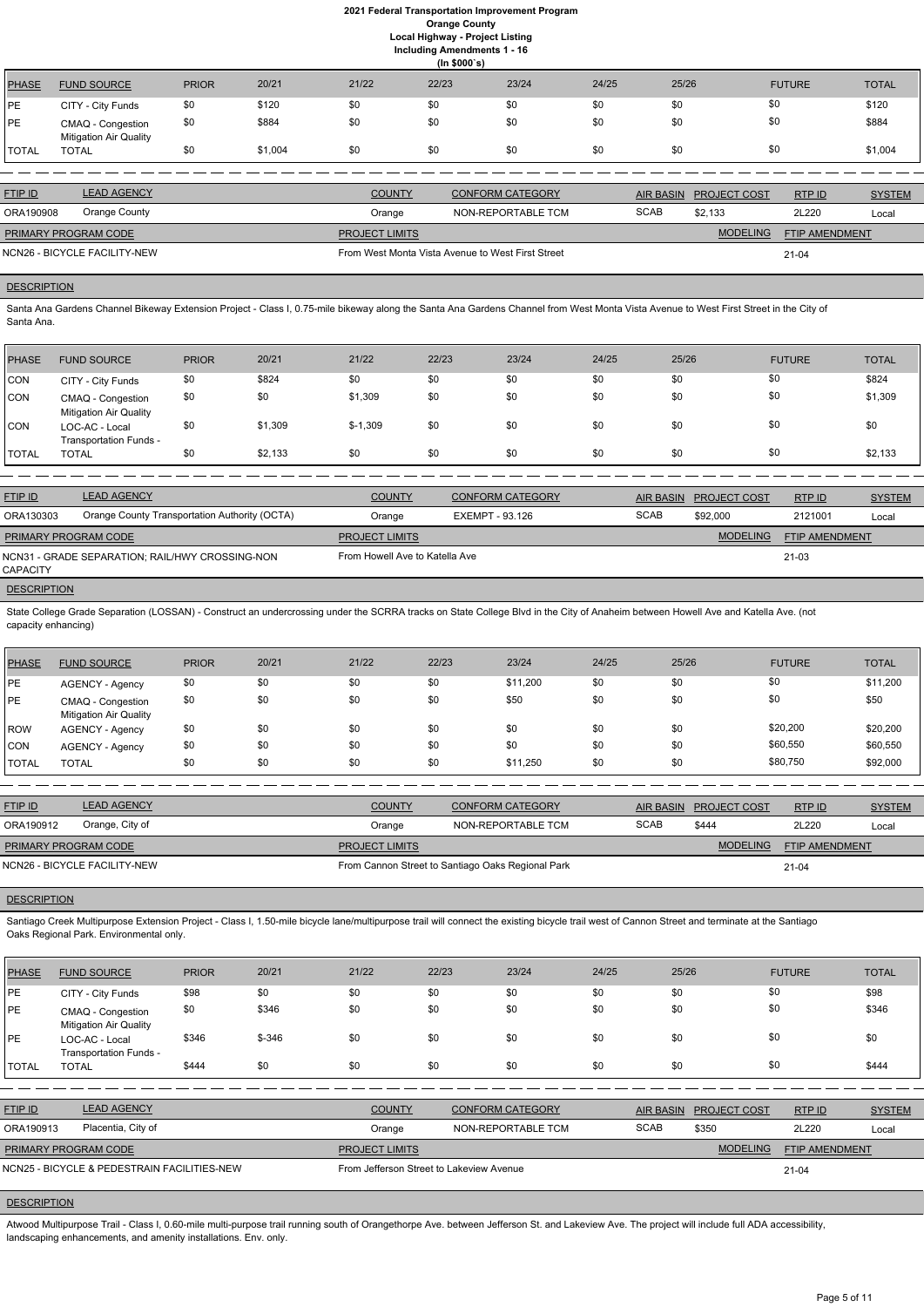# 2021 Federal Transportation Improvement Program
## Orange County
### Local Highway - Project Listing
### Including Amendments 1 - 16
### (In $000`s)

| PHASE | FUND SOURCE | PRIOR | 20/21 | 21/22 | 22/23 | 23/24 | 24/25 | 25/26 | FUTURE | TOTAL |
|---|---|---|---|---|---|---|---|---|---|---|
| PE | CITY - City Funds | $0 | $120 | $0 | $0 | $0 | $0 | $0 | $0 | $120 |
| PE | CMAQ - Congestion Mitigation Air Quality | $0 | $884 | $0 | $0 | $0 | $0 | $0 | $0 | $884 |
| TOTAL | TOTAL | $0 | $1,004 | $0 | $0 | $0 | $0 | $0 | $0 | $1,004 |

| FTIP ID | LEAD AGENCY | COUNTY | CONFORM CATEGORY | AIR BASIN | PROJECT COST | RTP ID | SYSTEM |
|---|---|---|---|---|---|---|---|
| ORA190908 | Orange County | Orange | NON-REPORTABLE TCM | SCAB | $2,133 | 2L220 | Local |

| PRIMARY PROGRAM CODE | PROJECT LIMITS | MODELING | FTIP AMENDMENT |
|---|---|---|---|
| NCN26 - BICYCLE FACILITY-NEW | From West Monta Vista Avenue to West First Street | | 21-04 |

**DESCRIPTION**

Santa Ana Gardens Channel Bikeway Extension Project - Class I, 0.75-mile bikeway along the Santa Ana Gardens Channel from West Monta Vista Avenue to West First Street in the City of Santa Ana.

| PHASE | FUND SOURCE | PRIOR | 20/21 | 21/22 | 22/23 | 23/24 | 24/25 | 25/26 | FUTURE | TOTAL |
|---|---|---|---|---|---|---|---|---|---|---|
| CON | CITY - City Funds | $0 | $824 | $0 | $0 | $0 | $0 | $0 | $0 | $824 |
| CON | CMAQ - Congestion Mitigation Air Quality | $0 | $0 | $1,309 | $0 | $0 | $0 | $0 | $0 | $1,309 |
| CON | LOC-AC - Local Transportation Funds - | $0 | $1,309 | $-1,309 | $0 | $0 | $0 | $0 | $0 | $0 |
| TOTAL | TOTAL | $0 | $2,133 | $0 | $0 | $0 | $0 | $0 | $0 | $2,133 |

| FTIP ID | LEAD AGENCY | COUNTY | CONFORM CATEGORY | AIR BASIN | PROJECT COST | RTP ID | SYSTEM |
|---|---|---|---|---|---|---|---|
| ORA130303 | Orange County Transportation Authority (OCTA) | Orange | EXEMPT - 93.126 | SCAB | $92,000 | 2121001 | Local |

| PRIMARY PROGRAM CODE | PROJECT LIMITS | MODELING | FTIP AMENDMENT |
|---|---|---|---|
| NCN31 - GRADE SEPARATION; RAIL/HWY CROSSING-NON CAPACITY | From Howell Ave to Katella Ave | | 21-03 |

**DESCRIPTION**

State College Grade Separation (LOSSAN) - Construct an undercrossing under the SCRRA tracks on State College Blvd in the City of Anaheim between Howell Ave and Katella Ave. (not capacity enhancing)

| PHASE | FUND SOURCE | PRIOR | 20/21 | 21/22 | 22/23 | 23/24 | 24/25 | 25/26 | FUTURE | TOTAL |
|---|---|---|---|---|---|---|---|---|---|---|
| PE | AGENCY - Agency | $0 | $0 | $0 | $0 | $11,200 | $0 | $0 | $0 | $11,200 |
| PE | CMAQ - Congestion Mitigation Air Quality | $0 | $0 | $0 | $0 | $50 | $0 | $0 | $0 | $50 |
| ROW | AGENCY - Agency | $0 | $0 | $0 | $0 | $0 | $0 | $0 | $20,200 | $20,200 |
| CON | AGENCY - Agency | $0 | $0 | $0 | $0 | $0 | $0 | $0 | $60,550 | $60,550 |
| TOTAL | TOTAL | $0 | $0 | $0 | $0 | $11,250 | $0 | $0 | $80,750 | $92,000 |

| FTIP ID | LEAD AGENCY | COUNTY | CONFORM CATEGORY | AIR BASIN | PROJECT COST | RTP ID | SYSTEM |
|---|---|---|---|---|---|---|---|
| ORA190912 | Orange, City of | Orange | NON-REPORTABLE TCM | SCAB | $444 | 2L220 | Local |

| PRIMARY PROGRAM CODE | PROJECT LIMITS | MODELING | FTIP AMENDMENT |
|---|---|---|---|
| NCN26 - BICYCLE FACILITY-NEW | From Cannon Street to Santiago Oaks Regional Park | | 21-04 |

**DESCRIPTION**

Santiago Creek Multipurpose Extension Project - Class I, 1.50-mile bicycle lane/multipurpose trail will connect the existing bicycle trail west of Cannon Street and terminate at the Santiago Oaks Regional Park. Environmental only.

| PHASE | FUND SOURCE | PRIOR | 20/21 | 21/22 | 22/23 | 23/24 | 24/25 | 25/26 | FUTURE | TOTAL |
|---|---|---|---|---|---|---|---|---|---|---|
| PE | CITY - City Funds | $98 | $0 | $0 | $0 | $0 | $0 | $0 | $0 | $98 |
| PE | CMAQ - Congestion Mitigation Air Quality | $0 | $346 | $0 | $0 | $0 | $0 | $0 | $0 | $346 |
| PE | LOC-AC - Local Transportation Funds - | $346 | $-346 | $0 | $0 | $0 | $0 | $0 | $0 | $0 |
| TOTAL | TOTAL | $444 | $0 | $0 | $0 | $0 | $0 | $0 | $0 | $444 |

| FTIP ID | LEAD AGENCY | COUNTY | CONFORM CATEGORY | AIR BASIN | PROJECT COST | RTP ID | SYSTEM |
|---|---|---|---|---|---|---|---|
| ORA190913 | Placentia, City of | Orange | NON-REPORTABLE TCM | SCAB | $350 | 2L220 | Local |

| PRIMARY PROGRAM CODE | PROJECT LIMITS | MODELING | FTIP AMENDMENT |
|---|---|---|---|
| NCN25 - BICYCLE & PEDESTRAIN FACILITIES-NEW | From Jefferson Street to Lakeview Avenue | | 21-04 |

**DESCRIPTION**

Atwood Multipurpose Trail - Class I, 0.60-mile multi-purpose trail running south of Orangethorpe Ave. between Jefferson St. and Lakeview Ave. The project will include full ADA accessibility, landscaping enhancements, and amenity installations. Env. only.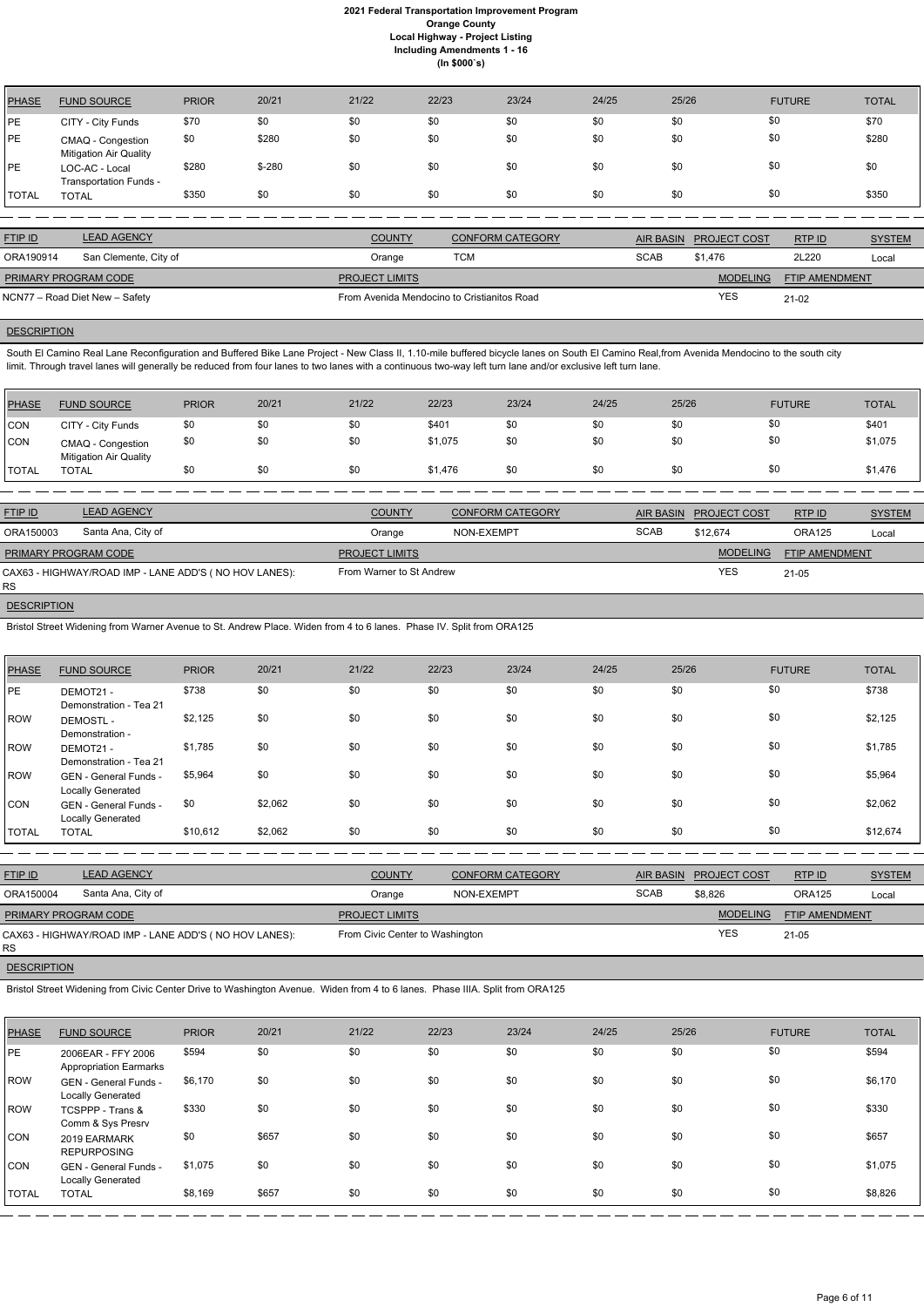# 2021 Federal Transportation Improvement Program
## Orange County
## Local Highway - Project Listing
## Including Amendments 1 - 16
## (In $000`s)

| PHASE | FUND SOURCE | PRIOR | 20/21 | 21/22 | 22/23 | 23/24 | 24/25 | 25/26 | FUTURE | TOTAL |
|---|---|---|---|---|---|---|---|---|---|---|
| PE | CITY - City Funds | $70 | $0 | $0 | $0 | $0 | $0 | $0 | $0 | $70 |
| PE | CMAQ - Congestion Mitigation Air Quality | $0 | $280 | $0 | $0 | $0 | $0 | $0 | $0 | $280 |
| PE | LOC-AC - Local Transportation Funds - | $280 | $-280 | $0 | $0 | $0 | $0 | $0 | $0 | $0 |
| TOTAL | TOTAL | $350 | $0 | $0 | $0 | $0 | $0 | $0 | $0 | $350 |

| FTIP ID | LEAD AGENCY | COUNTY | CONFORM CATEGORY | AIR BASIN | PROJECT COST | RTP ID | SYSTEM |
|---|---|---|---|---|---|---|---|
| ORA190914 | San Clemente, City of | Orange | TCM | SCAB | $1,476 | 2L220 | Local |

| PRIMARY PROGRAM CODE | PROJECT LIMITS | MODELING | FTIP AMENDMENT |
|---|---|---|---|
| NCN77 – Road Diet New – Safety | From Avenida Mendocino to Cristianitos Road | YES | 21-02 |

**DESCRIPTION**

South El Camino Real Lane Reconfiguration and Buffered Bike Lane Project - New Class II, 1.10-mile buffered bicycle lanes on South El Camino Real,from Avenida Mendocino to the south city limit. Through travel lanes will generally be reduced from four lanes to two lanes with a continuous two-way left turn lane and/or exclusive left turn lane.

| PHASE | FUND SOURCE | PRIOR | 20/21 | 21/22 | 22/23 | 23/24 | 24/25 | 25/26 | FUTURE | TOTAL |
|---|---|---|---|---|---|---|---|---|---|---|
| CON | CITY - City Funds | $0 | $0 | $0 | $401 | $0 | $0 | $0 | $0 | $401 |
| CON | CMAQ - Congestion Mitigation Air Quality | $0 | $0 | $0 | $1,075 | $0 | $0 | $0 | $0 | $1,075 |
| TOTAL | TOTAL | $0 | $0 | $0 | $1,476 | $0 | $0 | $0 | $0 | $1,476 |

| FTIP ID | LEAD AGENCY | COUNTY | CONFORM CATEGORY | AIR BASIN | PROJECT COST | RTP ID | SYSTEM |
|---|---|---|---|---|---|---|---|
| ORA150003 | Santa Ana, City of | Orange | NON-EXEMPT | SCAB | $12,674 | ORA125 | Local |

| PRIMARY PROGRAM CODE | PROJECT LIMITS | MODELING | FTIP AMENDMENT |
|---|---|---|---|
| CAX63 - HIGHWAY/ROAD IMP - LANE ADD'S ( NO HOV LANES): RS | From Warner to St Andrew | YES | 21-05 |

**DESCRIPTION**

Bristol Street Widening from Warner Avenue to St. Andrew Place. Widen from 4 to 6 lanes. Phase IV. Split from ORA125

| PHASE | FUND SOURCE | PRIOR | 20/21 | 21/22 | 22/23 | 23/24 | 24/25 | 25/26 | FUTURE | TOTAL |
|---|---|---|---|---|---|---|---|---|---|---|
| PE | DEMOT21 - Demonstration - Tea 21 | $738 | $0 | $0 | $0 | $0 | $0 | $0 | $0 | $738 |
| ROW | DEMOSTL - Demonstration - | $2,125 | $0 | $0 | $0 | $0 | $0 | $0 | $0 | $2,125 |
| ROW | DEMOT21 - Demonstration - Tea 21 | $1,785 | $0 | $0 | $0 | $0 | $0 | $0 | $0 | $1,785 |
| ROW | GEN - General Funds - Locally Generated | $5,964 | $0 | $0 | $0 | $0 | $0 | $0 | $0 | $5,964 |
| CON | GEN - General Funds - Locally Generated | $0 | $2,062 | $0 | $0 | $0 | $0 | $0 | $0 | $2,062 |
| TOTAL | TOTAL | $10,612 | $2,062 | $0 | $0 | $0 | $0 | $0 | $0 | $12,674 |

| FTIP ID | LEAD AGENCY | COUNTY | CONFORM CATEGORY | AIR BASIN | PROJECT COST | RTP ID | SYSTEM |
|---|---|---|---|---|---|---|---|
| ORA150004 | Santa Ana, City of | Orange | NON-EXEMPT | SCAB | $8,826 | ORA125 | Local |

| PRIMARY PROGRAM CODE | PROJECT LIMITS | MODELING | FTIP AMENDMENT |
|---|---|---|---|
| CAX63 - HIGHWAY/ROAD IMP - LANE ADD'S ( NO HOV LANES): RS | From Civic Center to Washington | YES | 21-05 |

**DESCRIPTION**

Bristol Street Widening from Civic Center Drive to Washington Avenue. Widen from 4 to 6 lanes. Phase IIIA. Split from ORA125

| PHASE | FUND SOURCE | PRIOR | 20/21 | 21/22 | 22/23 | 23/24 | 24/25 | 25/26 | FUTURE | TOTAL |
|---|---|---|---|---|---|---|---|---|---|---|
| PE | 2006EAR - FFY 2006 Appropriation Earmarks | $594 | $0 | $0 | $0 | $0 | $0 | $0 | $0 | $594 |
| ROW | GEN - General Funds - Locally Generated | $6,170 | $0 | $0 | $0 | $0 | $0 | $0 | $0 | $6,170 |
| ROW | TCSPPP - Trans & Comm & Sys Presrv | $330 | $0 | $0 | $0 | $0 | $0 | $0 | $0 | $330 |
| CON | 2019 EARMARK REPURPOSING | $0 | $657 | $0 | $0 | $0 | $0 | $0 | $0 | $657 |
| CON | GEN - General Funds - Locally Generated | $1,075 | $0 | $0 | $0 | $0 | $0 | $0 | $0 | $1,075 |
| TOTAL | TOTAL | $8,169 | $657 | $0 | $0 | $0 | $0 | $0 | $0 | $8,826 |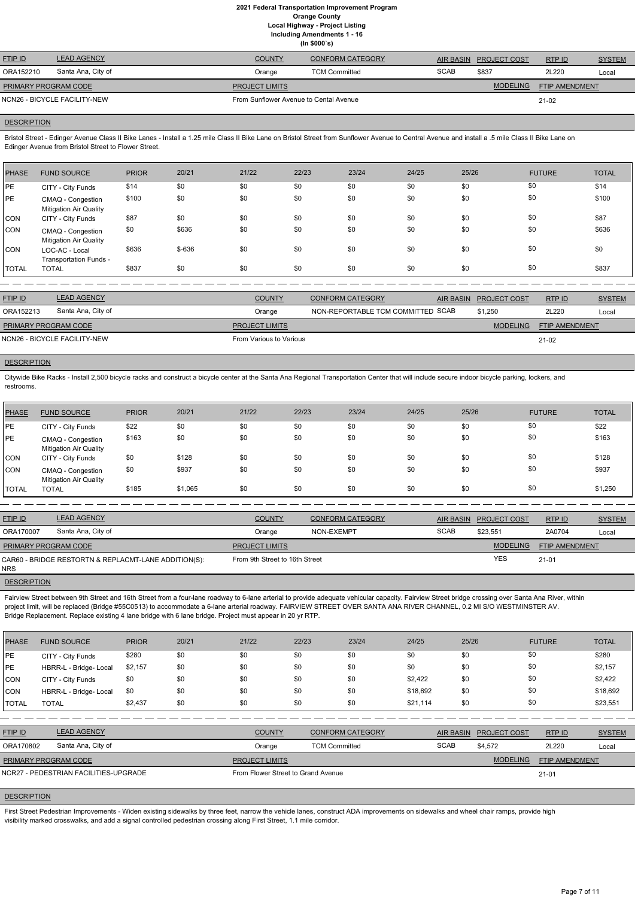# 2021 Federal Transportation Improvement Program
## Orange County
### Local Highway - Project Listing
### Including Amendments 1 - 16
### (In $000`s)

| FTIP ID | LEAD AGENCY | COUNTY | CONFORM CATEGORY | AIR BASIN | PROJECT COST | RTP ID | SYSTEM |
|---|---|---|---|---|---|---|---|
| ORA152210 | Santa Ana, City of | Orange | TCM Committed | SCAB | $837 | 2L220 | Local |

| PRIMARY PROGRAM CODE | PROJECT LIMITS | MODELING | FTIP AMENDMENT |
|---|---|---|---|
| NCN26 - BICYCLE FACILITY-NEW | From Sunflower Avenue to Cental Avenue | | 21-02 |

**DESCRIPTION**

Bristol Street - Edinger Avenue Class II Bike Lanes - Install a 1.25 mile Class II Bike Lane on Bristol Street from Sunflower Avenue to Central Avenue and install a .5 mile Class II Bike Lane on Edinger Avenue from Bristol Street to Flower Street.

| PHASE | FUND SOURCE | PRIOR | 20/21 | 21/22 | 22/23 | 23/24 | 24/25 | 25/26 | FUTURE | TOTAL |
|---|---|---|---|---|---|---|---|---|---|---|
| PE | CITY - City Funds | $14 | $0 | $0 | $0 | $0 | $0 | $0 | $0 | $14 |
| PE | CMAQ - Congestion Mitigation Air Quality | $100 | $0 | $0 | $0 | $0 | $0 | $0 | $0 | $100 |
| CON | CITY - City Funds | $87 | $0 | $0 | $0 | $0 | $0 | $0 | $0 | $87 |
| CON | CMAQ - Congestion Mitigation Air Quality | $0 | $636 | $0 | $0 | $0 | $0 | $0 | $0 | $636 |
| CON | LOC-AC - Local Transportation Funds - | $636 | $-636 | $0 | $0 | $0 | $0 | $0 | $0 | $0 |
| TOTAL | TOTAL | $837 | $0 | $0 | $0 | $0 | $0 | $0 | $0 | $837 |

| FTIP ID | LEAD AGENCY | COUNTY | CONFORM CATEGORY | AIR BASIN | PROJECT COST | RTP ID | SYSTEM |
|---|---|---|---|---|---|---|---|
| ORA152213 | Santa Ana, City of | Orange | NON-REPORTABLE TCM COMMITTED | SCAB | $1,250 | 2L220 | Local |

| PRIMARY PROGRAM CODE | PROJECT LIMITS | MODELING | FTIP AMENDMENT |
|---|---|---|---|
| NCN26 - BICYCLE FACILITY-NEW | From Various to Various | | 21-02 |

**DESCRIPTION**

Citywide Bike Racks - Install 2,500 bicycle racks and construct a bicycle center at the Santa Ana Regional Transportation Center that will include secure indoor bicycle parking, lockers, and restrooms.

| PHASE | FUND SOURCE | PRIOR | 20/21 | 21/22 | 22/23 | 23/24 | 24/25 | 25/26 | FUTURE | TOTAL |
|---|---|---|---|---|---|---|---|---|---|---|
| PE | CITY - City Funds | $22 | $0 | $0 | $0 | $0 | $0 | $0 | $0 | $22 |
| PE | CMAQ - Congestion Mitigation Air Quality | $163 | $0 | $0 | $0 | $0 | $0 | $0 | $0 | $163 |
| CON | CITY - City Funds | $0 | $128 | $0 | $0 | $0 | $0 | $0 | $0 | $128 |
| CON | CMAQ - Congestion Mitigation Air Quality | $0 | $937 | $0 | $0 | $0 | $0 | $0 | $0 | $937 |
| TOTAL | TOTAL | $185 | $1,065 | $0 | $0 | $0 | $0 | $0 | $0 | $1,250 |

| FTIP ID | LEAD AGENCY | COUNTY | CONFORM CATEGORY | AIR BASIN | PROJECT COST | RTP ID | SYSTEM |
|---|---|---|---|---|---|---|---|
| ORA170007 | Santa Ana, City of | Orange | NON-EXEMPT | SCAB | $23,551 | 2A0704 | Local |

| PRIMARY PROGRAM CODE | PROJECT LIMITS | MODELING | FTIP AMENDMENT |
|---|---|---|---|
| CAR60 - BRIDGE RESTORTN & REPLACMT-LANE ADDITION(S): NRS | From 9th Street to 16th Street | YES | 21-01 |

**DESCRIPTION**

Fairview Street between 9th Street and 16th Street from a four-lane roadway to 6-lane arterial to provide adequate vehicular capacity. Fairview Street bridge crossing over Santa Ana River, within project limit, will be replaced (Bridge #55C0513) to accommodate a 6-lane arterial roadway. FAIRVIEW STREET OVER SANTA ANA RIVER CHANNEL, 0.2 MI S/O WESTMINSTER AV. Bridge Replacement. Replace existing 4 lane bridge with 6 lane bridge. Project must appear in 20 yr RTP.

| PHASE | FUND SOURCE | PRIOR | 20/21 | 21/22 | 22/23 | 23/24 | 24/25 | 25/26 | FUTURE | TOTAL |
|---|---|---|---|---|---|---|---|---|---|---|
| PE | CITY - City Funds | $280 | $0 | $0 | $0 | $0 | $0 | $0 | $0 | $280 |
| PE | HBRR-L - Bridge- Local | $2,157 | $0 | $0 | $0 | $0 | $0 | $0 | $0 | $2,157 |
| CON | CITY - City Funds | $0 | $0 | $0 | $0 | $0 | $2,422 | $0 | $0 | $2,422 |
| CON | HBRR-L - Bridge- Local | $0 | $0 | $0 | $0 | $0 | $18,692 | $0 | $0 | $18,692 |
| TOTAL | TOTAL | $2,437 | $0 | $0 | $0 | $0 | $21,114 | $0 | $0 | $23,551 |

| FTIP ID | LEAD AGENCY | COUNTY | CONFORM CATEGORY | AIR BASIN | PROJECT COST | RTP ID | SYSTEM |
|---|---|---|---|---|---|---|---|
| ORA170802 | Santa Ana, City of | Orange | TCM Committed | SCAB | $4,572 | 2L220 | Local |

| PRIMARY PROGRAM CODE | PROJECT LIMITS | MODELING | FTIP AMENDMENT |
|---|---|---|---|
| NCR27 - PEDESTRIAN FACILITIES-UPGRADE | From Flower Street to Grand Avenue | | 21-01 |

**DESCRIPTION**

First Street Pedestrian Improvements - Widen existing sidewalks by three feet, narrow the vehicle lanes, construct ADA improvements on sidewalks and wheel chair ramps, provide high visibility marked crosswalks, and add a signal controlled pedestrian crossing along First Street, 1.1 mile corridor.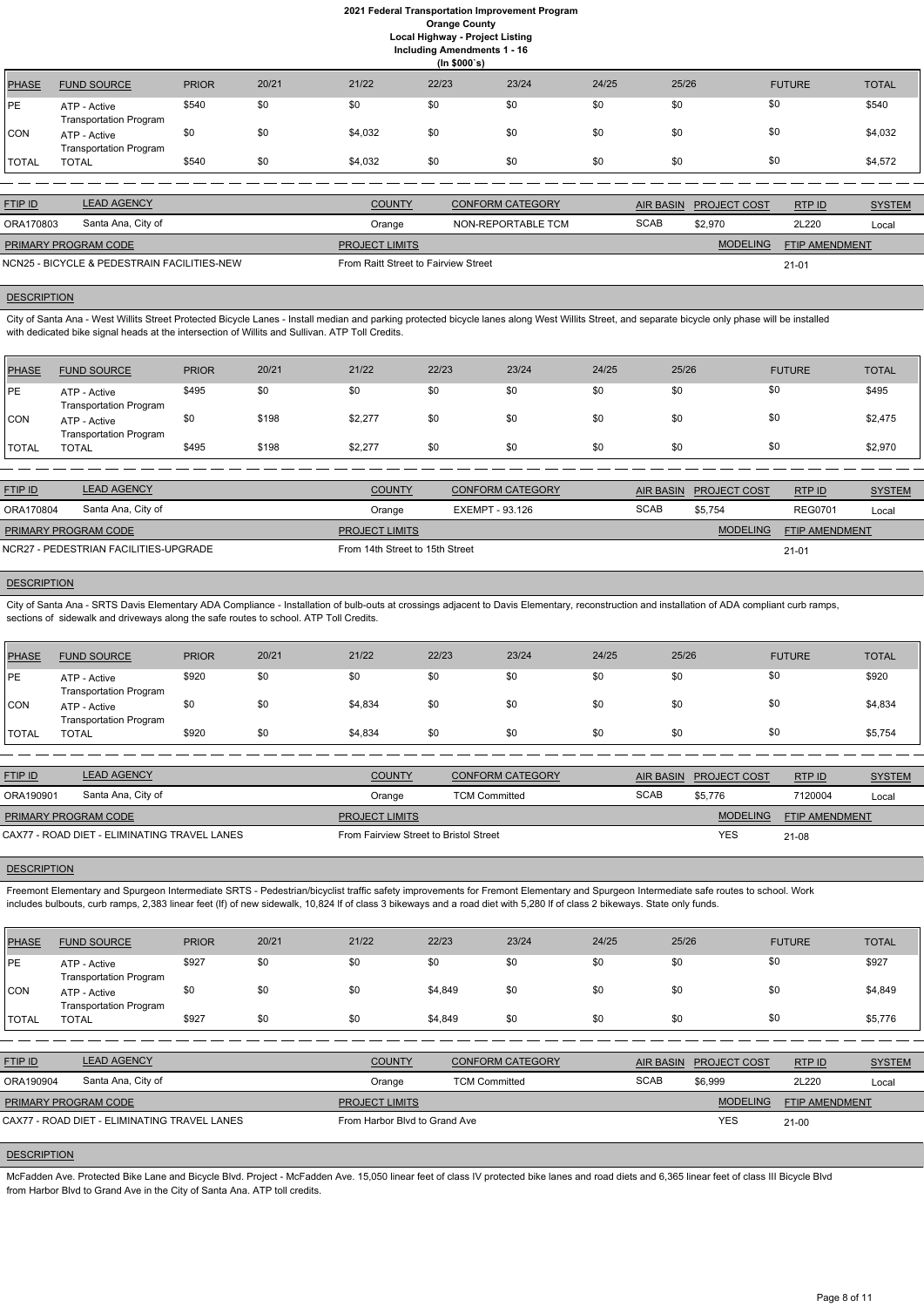# 2021 Federal Transportation Improvement Program
## Orange County
## Local Highway - Project Listing
## Including Amendments 1 - 16
## (In $000`s)

| PHASE | FUND SOURCE | PRIOR | 20/21 | 21/22 | 22/23 | 23/24 | 24/25 | 25/26 | FUTURE | TOTAL |
|---|---|---|---|---|---|---|---|---|---|---|
| PE | ATP - Active Transportation Program | $540 | $0 | $0 | $0 | $0 | $0 | $0 | $0 | $540 |
| CON | ATP - Active Transportation Program | $0 | $0 | $4,032 | $0 | $0 | $0 | $0 | $0 | $4,032 |
| TOTAL | TOTAL | $540 | $0 | $4,032 | $0 | $0 | $0 | $0 | $0 | $4,572 |

| FTIP ID | LEAD AGENCY | COUNTY | CONFORM CATEGORY | AIR BASIN | PROJECT COST | RTP ID | SYSTEM |
|---|---|---|---|---|---|---|---|
| ORA170803 | Santa Ana, City of | Orange | NON-REPORTABLE TCM | SCAB | $2,970 | 2L220 | Local |

| PRIMARY PROGRAM CODE | PROJECT LIMITS | MODELING | FTIP AMENDMENT |
|---|---|---|---|
| NCN25 - BICYCLE & PEDESTRAIN FACILITIES-NEW | From Raitt Street to Fairview Street | | 21-01 |

**DESCRIPTION**

City of Santa Ana - West Willits Street Protected Bicycle Lanes - Install median and parking protected bicycle lanes along West Willits Street, and separate bicycle only phase will be installed with dedicated bike signal heads at the intersection of Willits and Sullivan. ATP Toll Credits.

| PHASE | FUND SOURCE | PRIOR | 20/21 | 21/22 | 22/23 | 23/24 | 24/25 | 25/26 | FUTURE | TOTAL |
|---|---|---|---|---|---|---|---|---|---|---|
| PE | ATP - Active Transportation Program | $495 | $0 | $0 | $0 | $0 | $0 | $0 | $0 | $495 |
| CON | ATP - Active Transportation Program | $0 | $198 | $2,277 | $0 | $0 | $0 | $0 | $0 | $2,475 |
| TOTAL | TOTAL | $495 | $198 | $2,277 | $0 | $0 | $0 | $0 | $0 | $2,970 |

| FTIP ID | LEAD AGENCY | COUNTY | CONFORM CATEGORY | AIR BASIN | PROJECT COST | RTP ID | SYSTEM |
|---|---|---|---|---|---|---|---|
| ORA170804 | Santa Ana, City of | Orange | EXEMPT - 93.126 | SCAB | $5,754 | REG0701 | Local |

| PRIMARY PROGRAM CODE | PROJECT LIMITS | MODELING | FTIP AMENDMENT |
|---|---|---|---|
| NCR27 - PEDESTRIAN FACILITIES-UPGRADE | From 14th Street to 15th Street | | 21-01 |

**DESCRIPTION**

City of Santa Ana - SRTS Davis Elementary ADA Compliance - Installation of bulb-outs at crossings adjacent to Davis Elementary, reconstruction and installation of ADA compliant curb ramps, sections of sidewalk and driveways along the safe routes to school. ATP Toll Credits.

| PHASE | FUND SOURCE | PRIOR | 20/21 | 21/22 | 22/23 | 23/24 | 24/25 | 25/26 | FUTURE | TOTAL |
|---|---|---|---|---|---|---|---|---|---|---|
| PE | ATP - Active Transportation Program | $920 | $0 | $0 | $0 | $0 | $0 | $0 | $0 | $920 |
| CON | ATP - Active Transportation Program | $0 | $0 | $4,834 | $0 | $0 | $0 | $0 | $0 | $4,834 |
| TOTAL | TOTAL | $920 | $0 | $4,834 | $0 | $0 | $0 | $0 | $0 | $5,754 |

| FTIP ID | LEAD AGENCY | COUNTY | CONFORM CATEGORY | AIR BASIN | PROJECT COST | RTP ID | SYSTEM |
|---|---|---|---|---|---|---|---|
| ORA190901 | Santa Ana, City of | Orange | TCM Committed | SCAB | $5,776 | 7120004 | Local |

| PRIMARY PROGRAM CODE | PROJECT LIMITS | MODELING | FTIP AMENDMENT |
|---|---|---|---|
| CAX77 - ROAD DIET - ELIMINATING TRAVEL LANES | From Fairview Street to Bristol Street | YES | 21-08 |

**DESCRIPTION**

Freemont Elementary and Spurgeon Intermediate SRTS - Pedestrian/bicyclist traffic safety improvements for Fremont Elementary and Spurgeon Intermediate safe routes to school. Work includes bulbouts, curb ramps, 2,383 linear feet (lf) of new sidewalk, 10,824 lf of class 3 bikeways and a road diet with 5,280 lf of class 2 bikeways. State only funds.

| PHASE | FUND SOURCE | PRIOR | 20/21 | 21/22 | 22/23 | 23/24 | 24/25 | 25/26 | FUTURE | TOTAL |
|---|---|---|---|---|---|---|---|---|---|---|
| PE | ATP - Active Transportation Program | $927 | $0 | $0 | $0 | $0 | $0 | $0 | $0 | $927 |
| CON | ATP - Active Transportation Program | $0 | $0 | $0 | $4,849 | $0 | $0 | $0 | $0 | $4,849 |
| TOTAL | TOTAL | $927 | $0 | $0 | $4,849 | $0 | $0 | $0 | $0 | $5,776 |

| FTIP ID | LEAD AGENCY | COUNTY | CONFORM CATEGORY | AIR BASIN | PROJECT COST | RTP ID | SYSTEM |
|---|---|---|---|---|---|---|---|
| ORA190904 | Santa Ana, City of | Orange | TCM Committed | SCAB | $6,999 | 2L220 | Local |

| PRIMARY PROGRAM CODE | PROJECT LIMITS | MODELING | FTIP AMENDMENT |
|---|---|---|---|
| CAX77 - ROAD DIET - ELIMINATING TRAVEL LANES | From Harbor Blvd to Grand Ave | YES | 21-00 |

**DESCRIPTION**

McFadden Ave. Protected Bike Lane and Bicycle Blvd. Project - McFadden Ave. 15,050 linear feet of class IV protected bike lanes and road diets and 6,365 linear feet of class III Bicycle Blvd from Harbor Blvd to Grand Ave in the City of Santa Ana. ATP toll credits.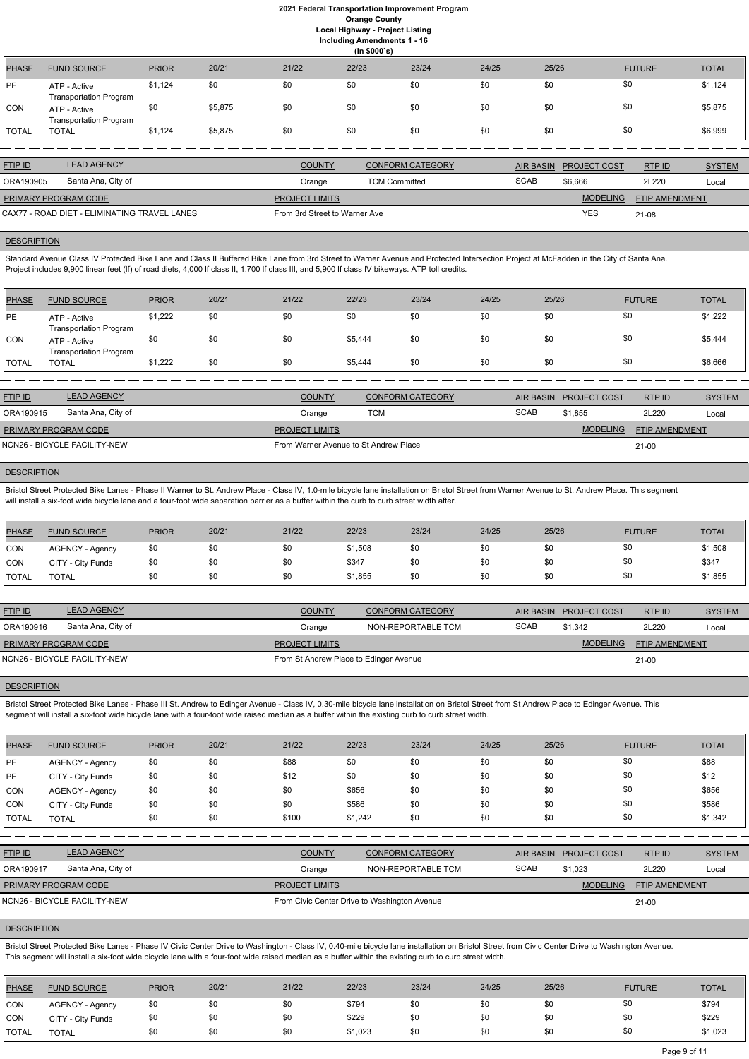**2021 Federal Transportation Improvement Program**
**Orange County**
**Local Highway - Project Listing**
**Including Amendments 1 - 16**
**(In $000`s)**

| PHASE | FUND SOURCE | PRIOR | 20/21 | 21/22 | 22/23 | 23/24 | 24/25 | 25/26 | FUTURE | TOTAL |
|---|---|---|---|---|---|---|---|---|---|---|
| PE | ATP - Active Transportation Program | $1,124 | $0 | $0 | $0 | $0 | $0 | $0 | $0 | $1,124 |
| CON | ATP - Active Transportation Program | $0 | $5,875 | $0 | $0 | $0 | $0 | $0 | $0 | $5,875 |
| TOTAL | TOTAL | $1,124 | $5,875 | $0 | $0 | $0 | $0 | $0 | $0 | $6,999 |

| FTIP ID | LEAD AGENCY | COUNTY | CONFORM CATEGORY | AIR BASIN | PROJECT COST | RTP ID | SYSTEM |
|---|---|---|---|---|---|---|---|
| ORA190905 | Santa Ana, City of | Orange | TCM Committed | SCAB | $6,666 | 2L220 | Local |

| PRIMARY PROGRAM CODE | PROJECT LIMITS | MODELING | FTIP AMENDMENT |
|---|---|---|---|
| CAX77 - ROAD DIET - ELIMINATING TRAVEL LANES | From 3rd Street to Warner Ave | YES | 21-08 |

**DESCRIPTION**

Standard Avenue Class IV Protected Bike Lane and Class II Buffered Bike Lane from 3rd Street to Warner Avenue and Protected Intersection Project at McFadden in the City of Santa Ana. Project includes 9,900 linear feet (lf) of road diets, 4,000 lf class II, 1,700 lf class III, and 5,900 lf class IV bikeways. ATP toll credits.

| PHASE | FUND SOURCE | PRIOR | 20/21 | 21/22 | 22/23 | 23/24 | 24/25 | 25/26 | FUTURE | TOTAL |
|---|---|---|---|---|---|---|---|---|---|---|
| PE | ATP - Active Transportation Program | $1,222 | $0 | $0 | $0 | $0 | $0 | $0 | $0 | $1,222 |
| CON | ATP - Active Transportation Program | $0 | $0 | $0 | $5,444 | $0 | $0 | $0 | $0 | $5,444 |
| TOTAL | TOTAL | $1,222 | $0 | $0 | $5,444 | $0 | $0 | $0 | $0 | $6,666 |

| FTIP ID | LEAD AGENCY | COUNTY | CONFORM CATEGORY | AIR BASIN | PROJECT COST | RTP ID | SYSTEM |
|---|---|---|---|---|---|---|---|
| ORA190915 | Santa Ana, City of | Orange | TCM | SCAB | $1,855 | 2L220 | Local |

| PRIMARY PROGRAM CODE | PROJECT LIMITS | MODELING | FTIP AMENDMENT |
|---|---|---|---|
| NCN26 - BICYCLE FACILITY-NEW | From Warner Avenue to St Andrew Place | | 21-00 |

**DESCRIPTION**

Bristol Street Protected Bike Lanes - Phase II Warner to St. Andrew Place - Class IV, 1.0-mile bicycle lane installation on Bristol Street from Warner Avenue to St. Andrew Place. This segment will install a six-foot wide bicycle lane and a four-foot wide separation barrier as a buffer within the curb to curb street width after.

| PHASE | FUND SOURCE | PRIOR | 20/21 | 21/22 | 22/23 | 23/24 | 24/25 | 25/26 | FUTURE | TOTAL |
|---|---|---|---|---|---|---|---|---|---|---|
| CON | AGENCY - Agency | $0 | $0 | $0 | $1,508 | $0 | $0 | $0 | $0 | $1,508 |
| CON | CITY - City Funds | $0 | $0 | $0 | $347 | $0 | $0 | $0 | $0 | $347 |
| TOTAL | TOTAL | $0 | $0 | $0 | $1,855 | $0 | $0 | $0 | $0 | $1,855 |

| FTIP ID | LEAD AGENCY | COUNTY | CONFORM CATEGORY | AIR BASIN | PROJECT COST | RTP ID | SYSTEM |
|---|---|---|---|---|---|---|---|
| ORA190916 | Santa Ana, City of | Orange | NON-REPORTABLE TCM | SCAB | $1,342 | 2L220 | Local |

| PRIMARY PROGRAM CODE | PROJECT LIMITS | MODELING | FTIP AMENDMENT |
|---|---|---|---|
| NCN26 - BICYCLE FACILITY-NEW | From St Andrew Place to Edinger Avenue | | 21-00 |

**DESCRIPTION**

Bristol Street Protected Bike Lanes - Phase III St. Andrew to Edinger Avenue - Class IV, 0.30-mile bicycle lane installation on Bristol Street from St Andrew Place to Edinger Avenue. This segment will install a six-foot wide bicycle lane with a four-foot wide raised median as a buffer within the existing curb to curb street width.

| PHASE | FUND SOURCE | PRIOR | 20/21 | 21/22 | 22/23 | 23/24 | 24/25 | 25/26 | FUTURE | TOTAL |
|---|---|---|---|---|---|---|---|---|---|---|
| PE | AGENCY - Agency | $0 | $0 | $88 | $0 | $0 | $0 | $0 | $0 | $88 |
| PE | CITY - City Funds | $0 | $0 | $12 | $0 | $0 | $0 | $0 | $0 | $12 |
| CON | AGENCY - Agency | $0 | $0 | $0 | $656 | $0 | $0 | $0 | $0 | $656 |
| CON | CITY - City Funds | $0 | $0 | $0 | $586 | $0 | $0 | $0 | $0 | $586 |
| TOTAL | TOTAL | $0 | $0 | $100 | $1,242 | $0 | $0 | $0 | $0 | $1,342 |

| FTIP ID | LEAD AGENCY | COUNTY | CONFORM CATEGORY | AIR BASIN | PROJECT COST | RTP ID | SYSTEM |
|---|---|---|---|---|---|---|---|
| ORA190917 | Santa Ana, City of | Orange | NON-REPORTABLE TCM | SCAB | $1,023 | 2L220 | Local |

| PRIMARY PROGRAM CODE | PROJECT LIMITS | MODELING | FTIP AMENDMENT |
|---|---|---|---|
| NCN26 - BICYCLE FACILITY-NEW | From Civic Center Drive to Washington Avenue | | 21-00 |

**DESCRIPTION**

Bristol Street Protected Bike Lanes - Phase IV Civic Center Drive to Washington - Class IV, 0.40-mile bicycle lane installation on Bristol Street from Civic Center Drive to Washington Avenue. This segment will install a six-foot wide bicycle lane with a four-foot wide raised median as a buffer within the existing curb to curb street width.

| PHASE | FUND SOURCE | PRIOR | 20/21 | 21/22 | 22/23 | 23/24 | 24/25 | 25/26 | FUTURE | TOTAL |
|---|---|---|---|---|---|---|---|---|---|---|
| CON | AGENCY - Agency | $0 | $0 | $0 | $794 | $0 | $0 | $0 | $0 | $794 |
| CON | CITY - City Funds | $0 | $0 | $0 | $229 | $0 | $0 | $0 | $0 | $229 |
| TOTAL | TOTAL | $0 | $0 | $0 | $1,023 | $0 | $0 | $0 | $0 | $1,023 |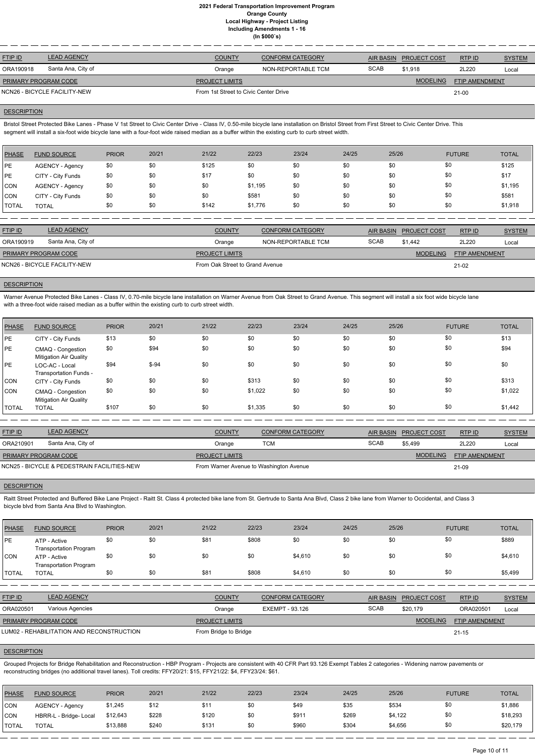# 2021 Federal Transportation Improvement Program
## Orange County
## Local Highway - Project Listing
## Including Amendments 1 - 16
## (In $000`s)

| FTIP ID | LEAD AGENCY | COUNTY | CONFORM CATEGORY | AIR BASIN | PROJECT COST | RTP ID | SYSTEM |
|---|---|---|---|---|---|---|---|
| ORA190918 | Santa Ana, City of | Orange | NON-REPORTABLE TCM | SCAB | $1,918 | 2L220 | Local |

| PRIMARY PROGRAM CODE | PROJECT LIMITS | MODELING | FTIP AMENDMENT |
|---|---|---|---|
| NCN26 - BICYCLE FACILITY-NEW | From 1st Street to Civic Center Drive | | 21-00 |

**DESCRIPTION**

Bristol Street Protected Bike Lanes - Phase V 1st Street to Civic Center Drive - Class IV, 0.50-mile bicycle lane installation on Bristol Street from First Street to Civic Center Drive. This segment will install a six-foot wide bicycle lane with a four-foot wide raised median as a buffer within the existing curb to curb street width.

| PHASE | FUND SOURCE | PRIOR | 20/21 | 21/22 | 22/23 | 23/24 | 24/25 | 25/26 | FUTURE | TOTAL |
|---|---|---|---|---|---|---|---|---|---|---|
| PE | AGENCY - Agency | $0 | $0 | $125 | $0 | $0 | $0 | $0 | $0 | $125 |
| PE | CITY - City Funds | $0 | $0 | $17 | $0 | $0 | $0 | $0 | $0 | $17 |
| CON | AGENCY - Agency | $0 | $0 | $0 | $1,195 | $0 | $0 | $0 | $0 | $1,195 |
| CON | CITY - City Funds | $0 | $0 | $0 | $581 | $0 | $0 | $0 | $0 | $581 |
| TOTAL | TOTAL | $0 | $0 | $142 | $1,776 | $0 | $0 | $0 | $0 | $1,918 |

| FTIP ID | LEAD AGENCY | COUNTY | CONFORM CATEGORY | AIR BASIN | PROJECT COST | RTP ID | SYSTEM |
|---|---|---|---|---|---|---|---|
| ORA190919 | Santa Ana, City of | Orange | NON-REPORTABLE TCM | SCAB | $1,442 | 2L220 | Local |

| PRIMARY PROGRAM CODE | PROJECT LIMITS | MODELING | FTIP AMENDMENT |
|---|---|---|---|
| NCN26 - BICYCLE FACILITY-NEW | From Oak Street to Grand Avenue | | 21-02 |

**DESCRIPTION**

Warner Avenue Protected Bike Lanes - Class IV, 0.70-mile bicycle lane installation on Warner Avenue from Oak Street to Grand Avenue. This segment will install a six foot wide bicycle lane with a three-foot wide raised median as a buffer within the existing curb to curb street width.

| PHASE | FUND SOURCE | PRIOR | 20/21 | 21/22 | 22/23 | 23/24 | 24/25 | 25/26 | FUTURE | TOTAL |
|---|---|---|---|---|---|---|---|---|---|---|
| PE | CITY - City Funds | $13 | $0 | $0 | $0 | $0 | $0 | $0 | $0 | $13 |
| PE | CMAQ - Congestion Mitigation Air Quality | $0 | $94 | $0 | $0 | $0 | $0 | $0 | $0 | $94 |
| PE | LOC-AC - Local Transportation Funds - | $94 | $-94 | $0 | $0 | $0 | $0 | $0 | $0 | $0 |
| CON | CITY - City Funds | $0 | $0 | $0 | $313 | $0 | $0 | $0 | $0 | $313 |
| CON | CMAQ - Congestion Mitigation Air Quality | $0 | $0 | $0 | $1,022 | $0 | $0 | $0 | $0 | $1,022 |
| TOTAL | TOTAL | $107 | $0 | $0 | $1,335 | $0 | $0 | $0 | $0 | $1,442 |

| FTIP ID | LEAD AGENCY | COUNTY | CONFORM CATEGORY | AIR BASIN | PROJECT COST | RTP ID | SYSTEM |
|---|---|---|---|---|---|---|---|
| ORA210901 | Santa Ana, City of | Orange | TCM | SCAB | $5,499 | 2L220 | Local |

| PRIMARY PROGRAM CODE | PROJECT LIMITS | MODELING | FTIP AMENDMENT |
|---|---|---|---|
| NCN25 - BICYCLE & PEDESTRAIN FACILITIES-NEW | From Warner Avenue to Washington Avenue | | 21-09 |

**DESCRIPTION**

Raitt Street Protected and Buffered Bike Lane Project - Raitt St. Class 4 protected bike lane from St. Gertrude to Santa Ana Blvd, Class 2 bike lane from Warner to Occidental, and Class 3 bicycle blvd from Santa Ana Blvd to Washington.

| PHASE | FUND SOURCE | PRIOR | 20/21 | 21/22 | 22/23 | 23/24 | 24/25 | 25/26 | FUTURE | TOTAL |
|---|---|---|---|---|---|---|---|---|---|---|
| PE | ATP - Active Transportation Program | $0 | $0 | $81 | $808 | $0 | $0 | $0 | $0 | $889 |
| CON | ATP - Active Transportation Program | $0 | $0 | $0 | $0 | $4,610 | $0 | $0 | $0 | $4,610 |
| TOTAL | TOTAL | $0 | $0 | $81 | $808 | $4,610 | $0 | $0 | $0 | $5,499 |

| FTIP ID | LEAD AGENCY | COUNTY | CONFORM CATEGORY | AIR BASIN | PROJECT COST | RTP ID | SYSTEM |
|---|---|---|---|---|---|---|---|
| ORA020501 | Various Agencies | Orange | EXEMPT - 93.126 | SCAB | $20,179 | ORA020501 | Local |

| PRIMARY PROGRAM CODE | PROJECT LIMITS | MODELING | FTIP AMENDMENT |
|---|---|---|---|
| LUM02 - REHABILITATION AND RECONSTRUCTION | From Bridge to Bridge | | 21-15 |

**DESCRIPTION**

Grouped Projects for Bridge Rehabilitation and Reconstruction - HBP Program - Projects are consistent with 40 CFR Part 93.126 Exempt Tables 2 categories - Widening narrow pavements or reconstructing bridges (no additional travel lanes). Toll credits: FFY20/21: $15, FFY21/22: $4, FFY23/24: $61.

| PHASE | FUND SOURCE | PRIOR | 20/21 | 21/22 | 22/23 | 23/24 | 24/25 | 25/26 | FUTURE | TOTAL |
|---|---|---|---|---|---|---|---|---|---|---|
| CON | AGENCY - Agency | $1,245 | $12 | $11 | $0 | $49 | $35 | $534 | $0 | $1,886 |
| CON | HBRR-L - Bridge- Local | $12,643 | $228 | $120 | $0 | $911 | $269 | $4,122 | $0 | $18,293 |
| TOTAL | TOTAL | $13,888 | $240 | $131 | $0 | $960 | $304 | $4,656 | $0 | $20,179 |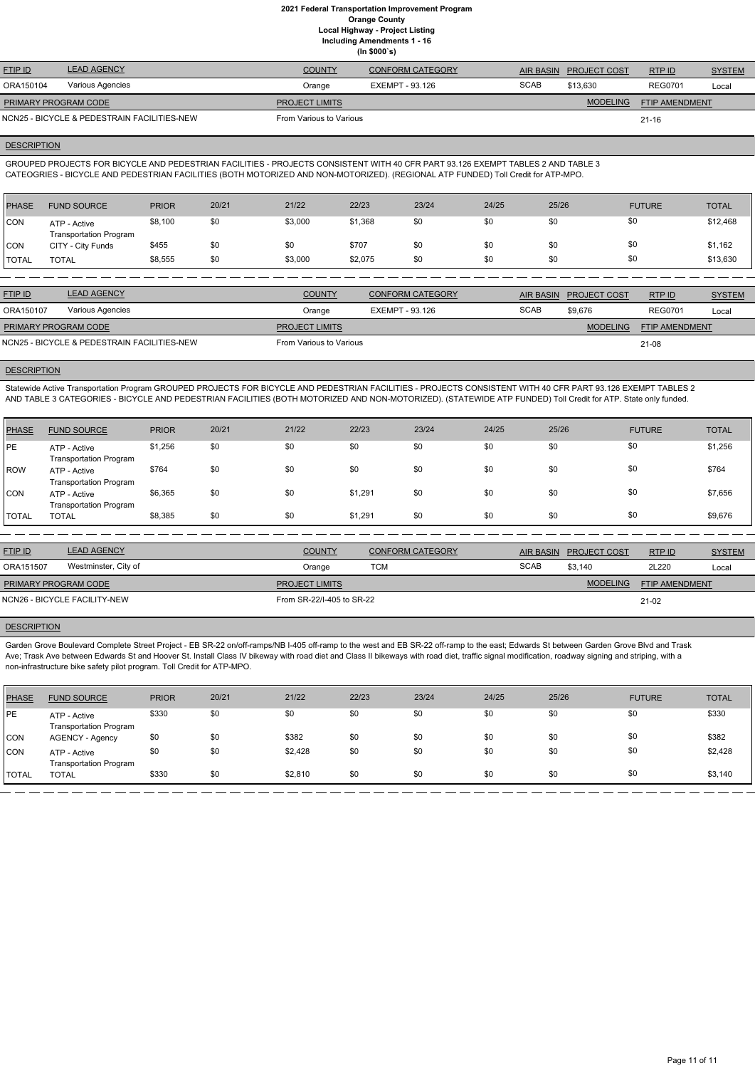**2021 Federal Transportation Improvement Program**
**Orange County**
**Local Highway - Project Listing**
**Including Amendments 1 - 16**
**(In $000`s)**

| FTIP ID | LEAD AGENCY | COUNTY | CONFORM CATEGORY | AIR BASIN | PROJECT COST | RTP ID | SYSTEM |
|---|---|---|---|---|---|---|---|
| ORA150104 | Various Agencies | Orange | EXEMPT - 93.126 | SCAB | $13,630 | REG0701 | Local |

| PRIMARY PROGRAM CODE | PROJECT LIMITS | MODELING | FTIP AMENDMENT |
|---|---|---|---|
| NCN25 - BICYCLE & PEDESTRAIN FACILITIES-NEW | From Various to Various | | 21-16 |

**DESCRIPTION**

GROUPED PROJECTS FOR BICYCLE AND PEDESTRIAN FACILITIES - PROJECTS CONSISTENT WITH 40 CFR PART 93.126 EXEMPT TABLES 2 AND TABLE 3 CATEOGRIES - BICYCLE AND PEDESTRIAN FACILITIES (BOTH MOTORIZED AND NON-MOTORIZED). (REGIONAL ATP FUNDED) Toll Credit for ATP-MPO.

| PHASE | FUND SOURCE | PRIOR | 20/21 | 21/22 | 22/23 | 23/24 | 24/25 | 25/26 | FUTURE | TOTAL |
|---|---|---|---|---|---|---|---|---|---|---|
| CON | ATP - Active Transportation Program | $8,100 | $0 | $3,000 | $1,368 | $0 | $0 | $0 | $0 | $12,468 |
| CON | CITY - City Funds | $455 | $0 | $0 | $707 | $0 | $0 | $0 | $0 | $1,162 |
| TOTAL | TOTAL | $8,555 | $0 | $3,000 | $2,075 | $0 | $0 | $0 | $0 | $13,630 |

| FTIP ID | LEAD AGENCY | COUNTY | CONFORM CATEGORY | AIR BASIN | PROJECT COST | RTP ID | SYSTEM |
|---|---|---|---|---|---|---|---|
| ORA150107 | Various Agencies | Orange | EXEMPT - 93.126 | SCAB | $9,676 | REG0701 | Local |

| PRIMARY PROGRAM CODE | PROJECT LIMITS | MODELING | FTIP AMENDMENT |
|---|---|---|---|
| NCN25 - BICYCLE & PEDESTRAIN FACILITIES-NEW | From Various to Various | | 21-08 |

**DESCRIPTION**

Statewide Active Transportation Program GROUPED PROJECTS FOR BICYCLE AND PEDESTRIAN FACILITIES - PROJECTS CONSISTENT WITH 40 CFR PART 93.126 EXEMPT TABLES 2 AND TABLE 3 CATEGORIES - BICYCLE AND PEDESTRIAN FACILITIES (BOTH MOTORIZED AND NON-MOTORIZED). (STATEWIDE ATP FUNDED) Toll Credit for ATP. State only funded.

| PHASE | FUND SOURCE | PRIOR | 20/21 | 21/22 | 22/23 | 23/24 | 24/25 | 25/26 | FUTURE | TOTAL |
|---|---|---|---|---|---|---|---|---|---|---|
| PE | ATP - Active Transportation Program | $1,256 | $0 | $0 | $0 | $0 | $0 | $0 | $0 | $1,256 |
| ROW | ATP - Active Transportation Program | $764 | $0 | $0 | $0 | $0 | $0 | $0 | $0 | $764 |
| CON | ATP - Active Transportation Program | $6,365 | $0 | $0 | $1,291 | $0 | $0 | $0 | $0 | $7,656 |
| TOTAL | TOTAL | $8,385 | $0 | $0 | $1,291 | $0 | $0 | $0 | $0 | $9,676 |

| FTIP ID | LEAD AGENCY | COUNTY | CONFORM CATEGORY | AIR BASIN | PROJECT COST | RTP ID | SYSTEM |
|---|---|---|---|---|---|---|---|
| ORA151507 | Westminster, City of | Orange | TCM | SCAB | $3,140 | 2L220 | Local |

| PRIMARY PROGRAM CODE | PROJECT LIMITS | MODELING | FTIP AMENDMENT |
|---|---|---|---|
| NCN26 - BICYCLE FACILITY-NEW | From SR-22/I-405 to SR-22 | | 21-02 |

**DESCRIPTION**

Garden Grove Boulevard Complete Street Project - EB SR-22 on/off-ramps/NB I-405 off-ramp to the west and EB SR-22 off-ramp to the east; Edwards St between Garden Grove Blvd and Trask Ave; Trask Ave between Edwards St and Hoover St. Install Class IV bikeway with road diet and Class II bikeways with road diet, traffic signal modification, roadway signing and striping, with a non-infrastructure bike safety pilot program. Toll Credit for ATP-MPO.

| PHASE | FUND SOURCE | PRIOR | 20/21 | 21/22 | 22/23 | 23/24 | 24/25 | 25/26 | FUTURE | TOTAL |
|---|---|---|---|---|---|---|---|---|---|---|
| PE | ATP - Active Transportation Program | $330 | $0 | $0 | $0 | $0 | $0 | $0 | $0 | $330 |
| CON | AGENCY - Agency | $0 | $0 | $382 | $0 | $0 | $0 | $0 | $0 | $382 |
| CON | ATP - Active Transportation Program | $0 | $0 | $2,428 | $0 | $0 | $0 | $0 | $0 | $2,428 |
| TOTAL | TOTAL | $330 | $0 | $2,810 | $0 | $0 | $0 | $0 | $0 | $3,140 |